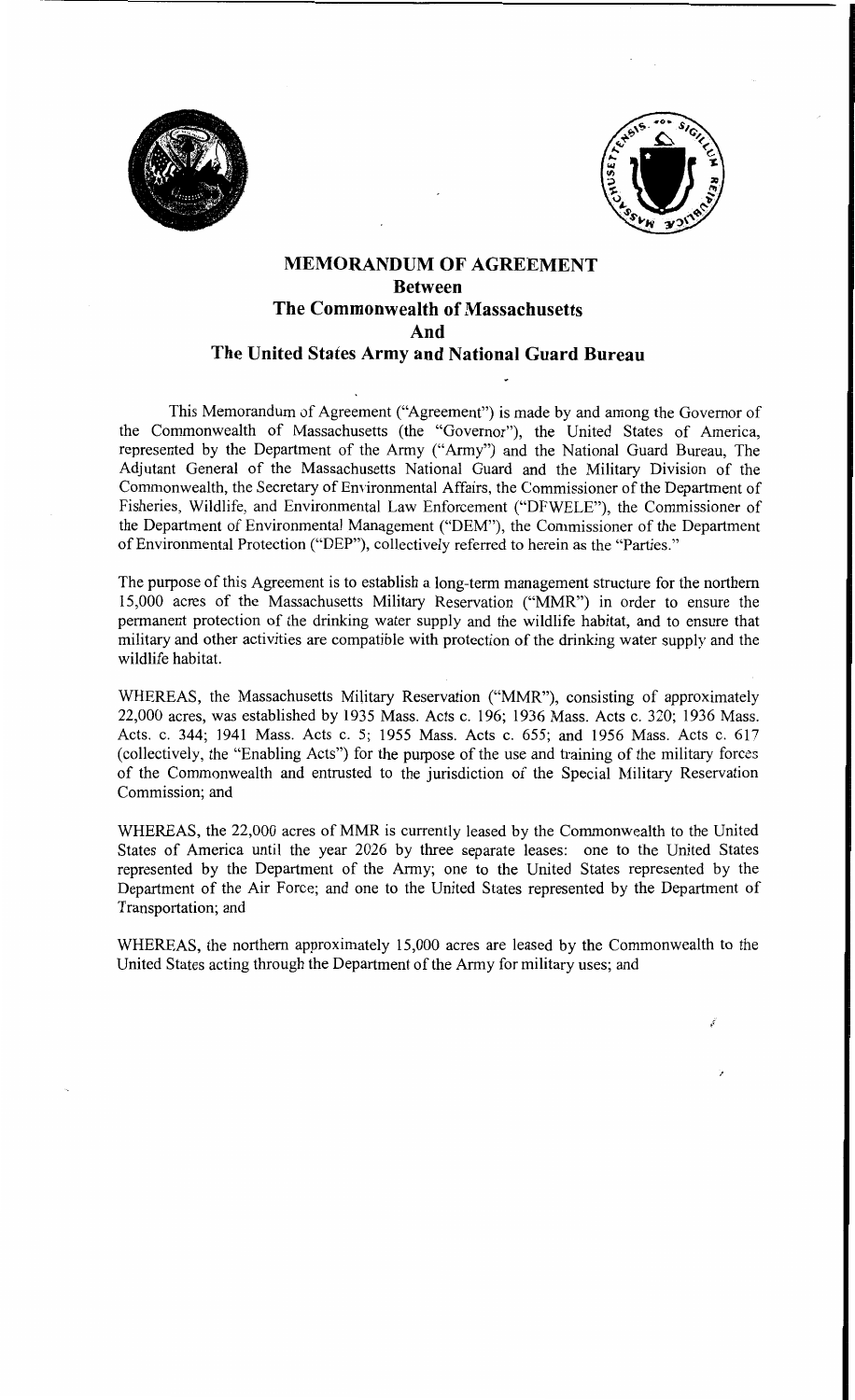# MEMORANDUM OF AGREEMENT
## Between
## The Commonwealth of Massachusetts
## And
## The United States Army and National Guard Bureau

This Memorandum of Agreement ("Agreement") is made by and among the Governor of the Commonwealth of Massachusetts (the "Governor"), the United States of America, represented by the Department of the Army ("Army") and the National Guard Bureau, The Adjutant General of the Massachusetts National Guard and the Military Division of the Commonwealth, the Secretary of Environmental Affairs, the Commissioner of the Department of Fisheries, Wildlife, and Environmental Law Enforcement ("DFWELE"), the Commissioner of the Department of Environmental Management ("DEM"), the Commissioner of the Department of Environmental Protection ("DEP"), collectively referred to herein as the "Parties."

The purpose of this Agreement is to establish a long-term management structure for the northern 15,000 acres of the Massachusetts Military Reservation ("MMR") in order to ensure the permanent protection of the drinking water supply and the wildlife habitat, and to ensure that military and other activities are compatible with protection of the drinking water supply and the wildlife habitat.

WHEREAS, the Massachusetts Military Reservation ("MMR"), consisting of approximately 22,000 acres, was established by 1935 Mass. Acts c. 196; 1936 Mass. Acts c. 320; 1936 Mass. Acts. c. 344; 1941 Mass. Acts c. 5; 1955 Mass. Acts c. 655; and 1956 Mass. Acts c. 617 (collectively, the "Enabling Acts") for the purpose of the use and training of the military forces of the Commonwealth and entrusted to the jurisdiction of the Special Military Reservation Commission; and

WHEREAS, the 22,000 acres of MMR is currently leased by the Commonwealth to the United States of America until the year 2026 by three separate leases: one to the United States represented by the Department of the Army; one to the United States represented by the Department of the Air Force; and one to the United States represented by the Department of Transportation; and

WHEREAS, the northern approximately 15,000 acres are leased by the Commonwealth to the United States acting through the Department of the Army for military uses; and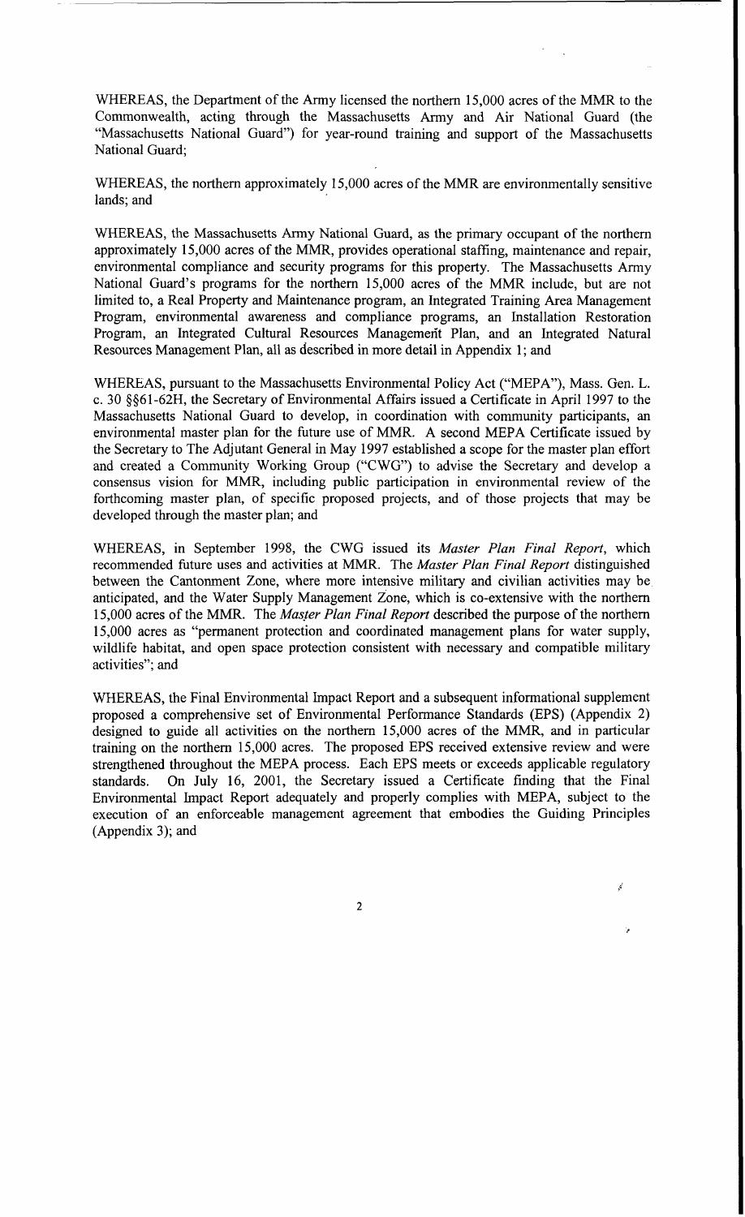WHEREAS, the Department of the Army licensed the northern 15,000 acres of the MMR to the Commonwealth, acting through the Massachusetts Army and Air National Guard (the "Massachusetts National Guard") for year-round training and support of the Massachusetts National Guard;

WHEREAS, the northern approximately 15,000 acres of the MMR are environmentally sensitive lands; and

WHEREAS, the Massachusetts Army National Guard, as the primary occupant of the northern approximately 15,000 acres of the MMR, provides operational staffing, maintenance and repair, environmental compliance and security programs for this property. The Massachusetts Army National Guard's programs for the northern 15,000 acres of the MMR include, but are not limited to, a Real Property and Maintenance program, an Integrated Training Area Management Program, environmental awareness and compliance programs, an Installation Restoration Program, an Integrated Cultural Resources Management Plan, and an Integrated Natural Resources Management Plan, all as described in more detail in Appendix 1; and

WHEREAS, pursuant to the Massachusetts Environmental Policy Act ("MEPA"), Mass. Gen. L. c. 30 §§61-62H, the Secretary of Environmental Affairs issued a Certificate in April 1997 to the Massachusetts National Guard to develop, in coordination with community participants, an environmental master plan for the future use of MMR. A second MEPA Certificate issued by the Secretary to The Adjutant General in May 1997 established a scope for the master plan effort and created a Community Working Group ("CWG") to advise the Secretary and develop a consensus vision for MMR, including public participation in environmental review of the forthcoming master plan, of specific proposed projects, and of those projects that may be developed through the master plan; and

WHEREAS, in September 1998, the CWG issued its *Master Plan Final Report*, which recommended future uses and activities at MMR. The *Master Plan Final Report* distinguished between the Cantonment Zone, where more intensive military and civilian activities may be anticipated, and the Water Supply Management Zone, which is co-extensive with the northern 15,000 acres of the MMR. The *Master Plan Final Report* described the purpose of the northern 15,000 acres as "permanent protection and coordinated management plans for water supply, wildlife habitat, and open space protection consistent with necessary and compatible military activities"; and

WHEREAS, the Final Environmental Impact Report and a subsequent informational supplement proposed a comprehensive set of Environmental Performance Standards (EPS) (Appendix 2) designed to guide all activities on the northern 15,000 acres of the MMR, and in particular training on the northern 15,000 acres. The proposed EPS received extensive review and were strengthened throughout the MEPA process. Each EPS meets or exceeds applicable regulatory standards. On July 16, 2001, the Secretary issued a Certificate finding that the Final Environmental Impact Report adequately and properly complies with MEPA, subject to the execution of an enforceable management agreement that embodies the Guiding Principles (Appendix 3); and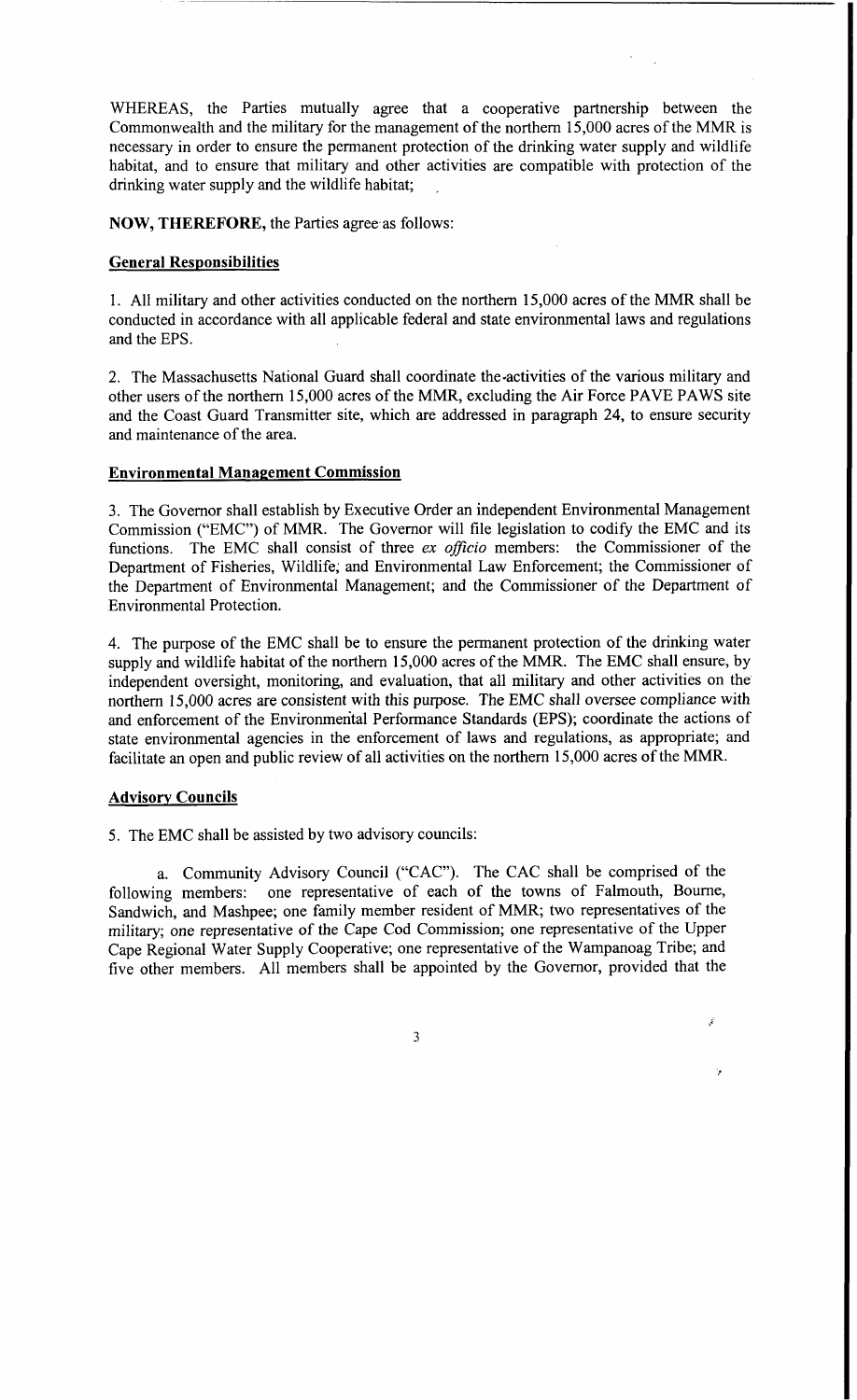WHEREAS, the Parties mutually agree that a cooperative partnership between the Commonwealth and the military for the management of the northern 15,000 acres of the MMR is necessary in order to ensure the permanent protection of the drinking water supply and wildlife habitat, and to ensure that military and other activities are compatible with protection of the drinking water supply and the wildlife habitat;

**NOW, THEREFORE,** the Parties agree as follows:

**General Responsibilities**

1. All military and other activities conducted on the northern 15,000 acres of the MMR shall be conducted in accordance with all applicable federal and state environmental laws and regulations and the EPS.

2. The Massachusetts National Guard shall coordinate the activities of the various military and other users of the northern 15,000 acres of the MMR, excluding the Air Force PAVE PAWS site and the Coast Guard Transmitter site, which are addressed in paragraph 24, to ensure security and maintenance of the area.

**Environmental Management Commission**

3. The Governor shall establish by Executive Order an independent Environmental Management Commission ("EMC") of MMR. The Governor will file legislation to codify the EMC and its functions. The EMC shall consist of three *ex officio* members: the Commissioner of the Department of Fisheries, Wildlife, and Environmental Law Enforcement; the Commissioner of the Department of Environmental Management; and the Commissioner of the Department of Environmental Protection.

4. The purpose of the EMC shall be to ensure the permanent protection of the drinking water supply and wildlife habitat of the northern 15,000 acres of the MMR. The EMC shall ensure, by independent oversight, monitoring, and evaluation, that all military and other activities on the northern 15,000 acres are consistent with this purpose. The EMC shall oversee compliance with and enforcement of the Environmental Performance Standards (EPS); coordinate the actions of state environmental agencies in the enforcement of laws and regulations, as appropriate; and facilitate an open and public review of all activities on the northern 15,000 acres of the MMR.

**Advisory Councils**

5. The EMC shall be assisted by two advisory councils:

a. Community Advisory Council ("CAC"). The CAC shall be comprised of the following members: one representative of each of the towns of Falmouth, Bourne, Sandwich, and Mashpee; one family member resident of MMR; two representatives of the military; one representative of the Cape Cod Commission; one representative of the Upper Cape Regional Water Supply Cooperative; one representative of the Wampanoag Tribe; and five other members. All members shall be appointed by the Governor, provided that the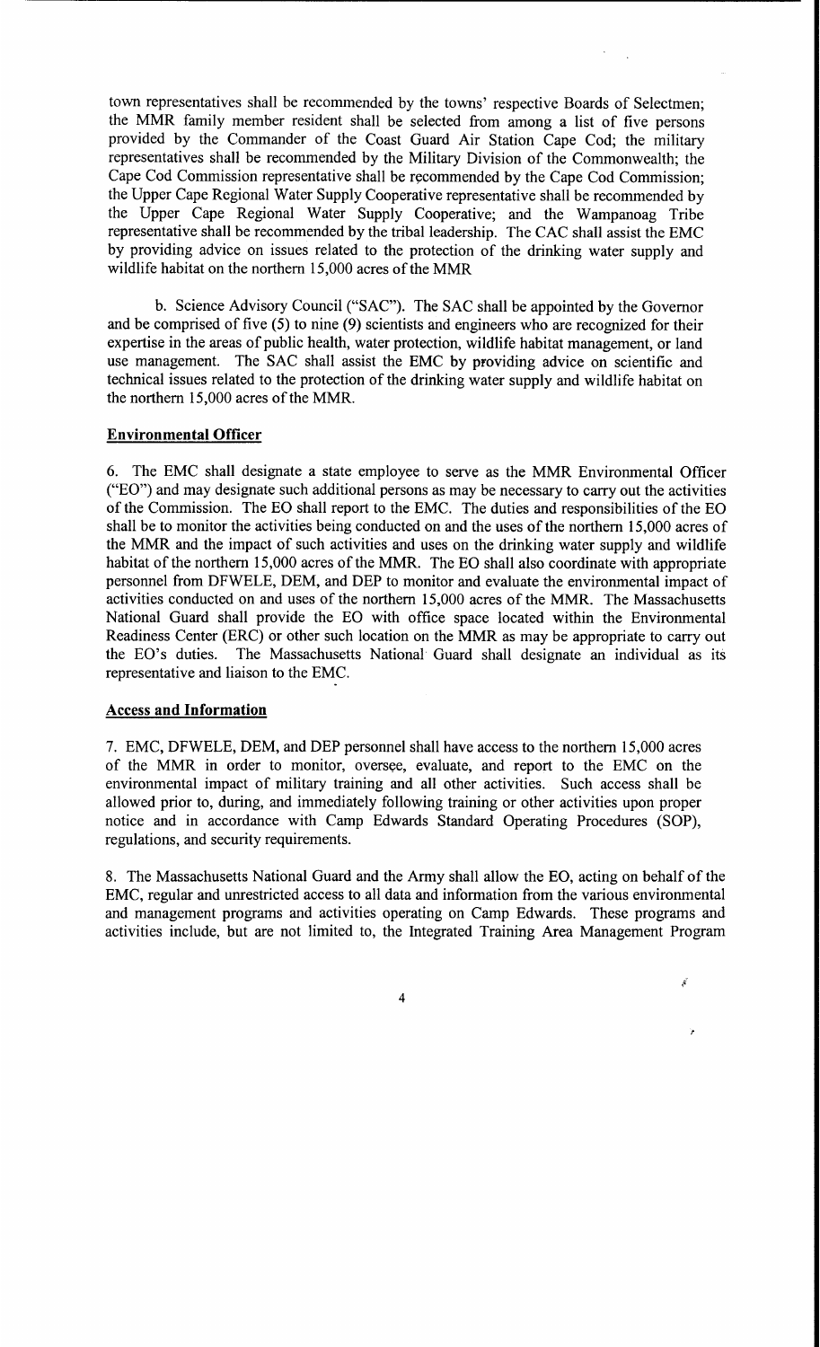town representatives shall be recommended by the towns' respective Boards of Selectmen; the MMR family member resident shall be selected from among a list of five persons provided by the Commander of the Coast Guard Air Station Cape Cod; the military representatives shall be recommended by the Military Division of the Commonwealth; the Cape Cod Commission representative shall be recommended by the Cape Cod Commission; the Upper Cape Regional Water Supply Cooperative representative shall be recommended by the Upper Cape Regional Water Supply Cooperative; and the Wampanoag Tribe representative shall be recommended by the tribal leadership. The CAC shall assist the EMC by providing advice on issues related to the protection of the drinking water supply and wildlife habitat on the northern 15,000 acres of the MMR

b. Science Advisory Council ("SAC"). The SAC shall be appointed by the Governor and be comprised of five (5) to nine (9) scientists and engineers who are recognized for their expertise in the areas of public health, water protection, wildlife habitat management, or land use management. The SAC shall assist the EMC by providing advice on scientific and technical issues related to the protection of the drinking water supply and wildlife habitat on the northern 15,000 acres of the MMR.

**Environmental Officer**

6. The EMC shall designate a state employee to serve as the MMR Environmental Officer ("EO") and may designate such additional persons as may be necessary to carry out the activities of the Commission. The EO shall report to the EMC. The duties and responsibilities of the EO shall be to monitor the activities being conducted on and the uses of the northern 15,000 acres of the MMR and the impact of such activities and uses on the drinking water supply and wildlife habitat of the northern 15,000 acres of the MMR. The EO shall also coordinate with appropriate personnel from DFWELE, DEM, and DEP to monitor and evaluate the environmental impact of activities conducted on and uses of the northern 15,000 acres of the MMR. The Massachusetts National Guard shall provide the EO with office space located within the Environmental Readiness Center (ERC) or other such location on the MMR as may be appropriate to carry out the EO's duties. The Massachusetts National Guard shall designate an individual as its representative and liaison to the EMC.

**Access and Information**

7. EMC, DFWELE, DEM, and DEP personnel shall have access to the northern 15,000 acres of the MMR in order to monitor, oversee, evaluate, and report to the EMC on the environmental impact of military training and all other activities. Such access shall be allowed prior to, during, and immediately following training or other activities upon proper notice and in accordance with Camp Edwards Standard Operating Procedures (SOP), regulations, and security requirements.

8. The Massachusetts National Guard and the Army shall allow the EO, acting on behalf of the EMC, regular and unrestricted access to all data and information from the various environmental and management programs and activities operating on Camp Edwards. These programs and activities include, but are not limited to, the Integrated Training Area Management Program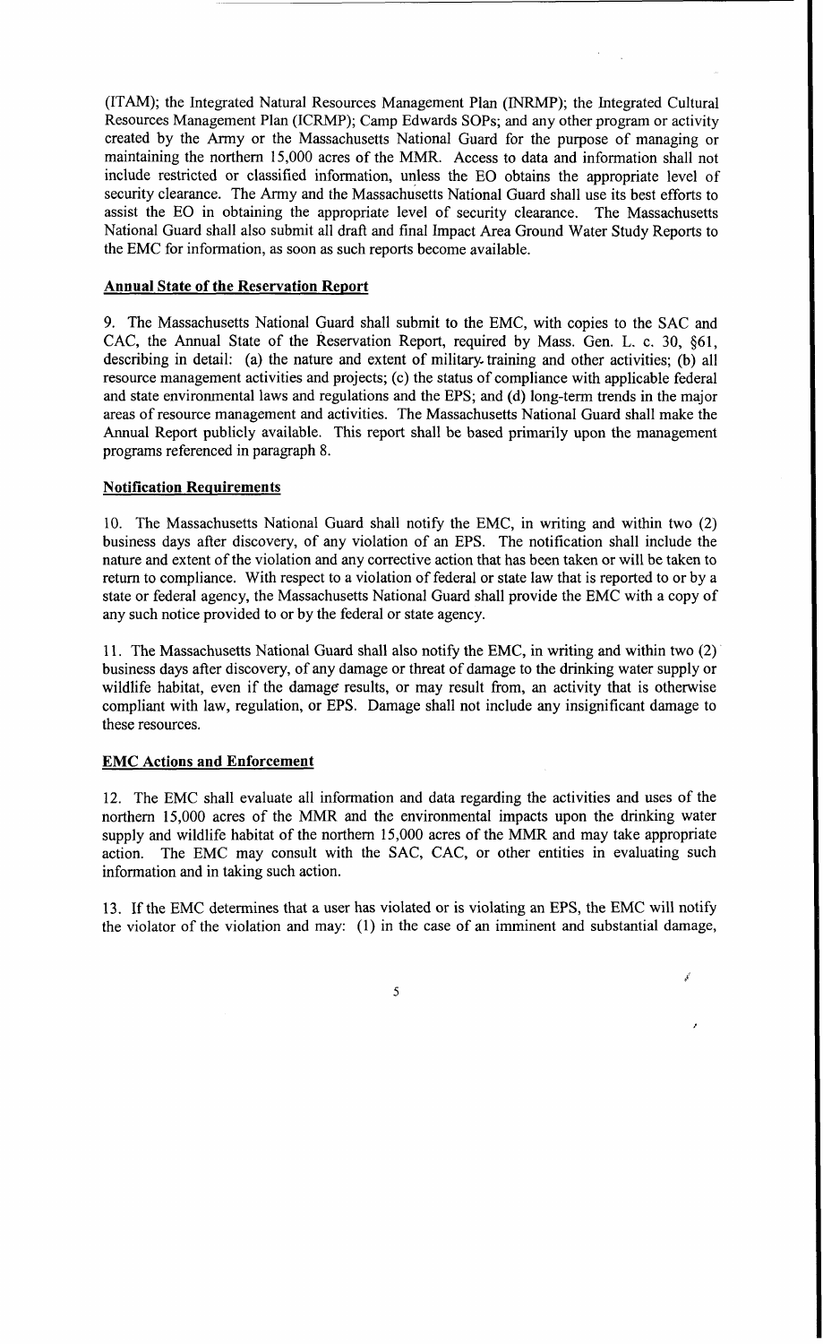(ITAM); the Integrated Natural Resources Management Plan (INRMP); the Integrated Cultural Resources Management Plan (ICRMP); Camp Edwards SOPs; and any other program or activity created by the Army or the Massachusetts National Guard for the purpose of managing or maintaining the northern 15,000 acres of the MMR. Access to data and information shall not include restricted or classified information, unless the EO obtains the appropriate level of security clearance. The Army and the Massachusetts National Guard shall use its best efforts to assist the EO in obtaining the appropriate level of security clearance. The Massachusetts National Guard shall also submit all draft and final Impact Area Ground Water Study Reports to the EMC for information, as soon as such reports become available.

## Annual State of the Reservation Report

9. The Massachusetts National Guard shall submit to the EMC, with copies to the SAC and CAC, the Annual State of the Reservation Report, required by Mass. Gen. L. c. 30, §61, describing in detail: (a) the nature and extent of military training and other activities; (b) all resource management activities and projects; (c) the status of compliance with applicable federal and state environmental laws and regulations and the EPS; and (d) long-term trends in the major areas of resource management and activities. The Massachusetts National Guard shall make the Annual Report publicly available. This report shall be based primarily upon the management programs referenced in paragraph 8.

## Notification Requirements

10. The Massachusetts National Guard shall notify the EMC, in writing and within two (2) business days after discovery, of any violation of an EPS. The notification shall include the nature and extent of the violation and any corrective action that has been taken or will be taken to return to compliance. With respect to a violation of federal or state law that is reported to or by a state or federal agency, the Massachusetts National Guard shall provide the EMC with a copy of any such notice provided to or by the federal or state agency.

11. The Massachusetts National Guard shall also notify the EMC, in writing and within two (2) business days after discovery, of any damage or threat of damage to the drinking water supply or wildlife habitat, even if the damage results, or may result from, an activity that is otherwise compliant with law, regulation, or EPS. Damage shall not include any insignificant damage to these resources.

## EMC Actions and Enforcement

12. The EMC shall evaluate all information and data regarding the activities and uses of the northern 15,000 acres of the MMR and the environmental impacts upon the drinking water supply and wildlife habitat of the northern 15,000 acres of the MMR and may take appropriate action. The EMC may consult with the SAC, CAC, or other entities in evaluating such information and in taking such action.

13. If the EMC determines that a user has violated or is violating an EPS, the EMC will notify the violator of the violation and may: (1) in the case of an imminent and substantial damage,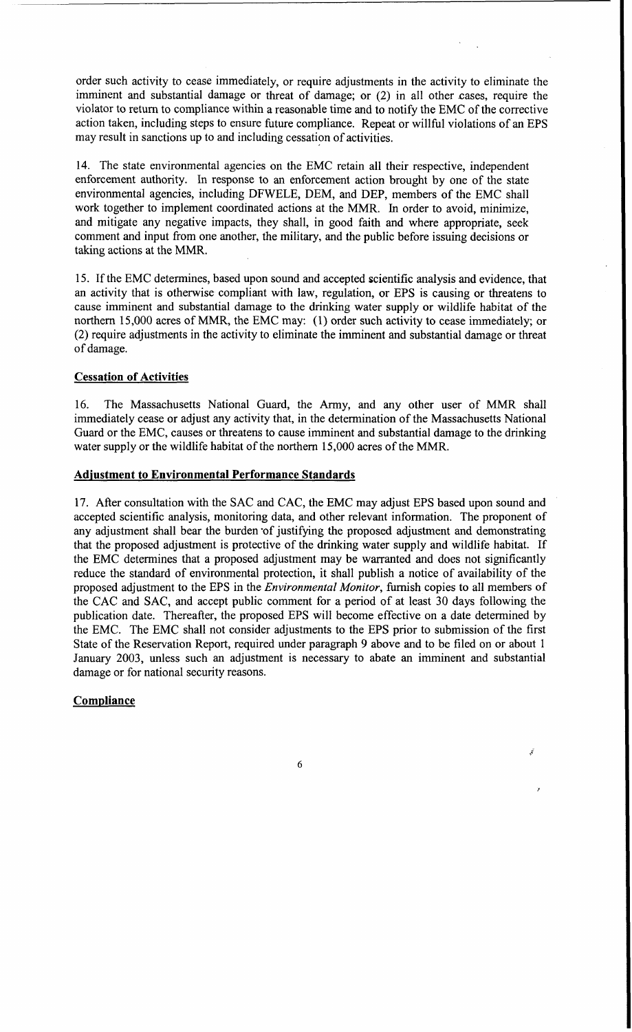order such activity to cease immediately, or require adjustments in the activity to eliminate the imminent and substantial damage or threat of damage; or (2) in all other cases, require the violator to return to compliance within a reasonable time and to notify the EMC of the corrective action taken, including steps to ensure future compliance. Repeat or willful violations of an EPS may result in sanctions up to and including cessation of activities.

14. The state environmental agencies on the EMC retain all their respective, independent enforcement authority. In response to an enforcement action brought by one of the state environmental agencies, including DFWELE, DEM, and DEP, members of the EMC shall work together to implement coordinated actions at the MMR. In order to avoid, minimize, and mitigate any negative impacts, they shall, in good faith and where appropriate, seek comment and input from one another, the military, and the public before issuing decisions or taking actions at the MMR.

15. If the EMC determines, based upon sound and accepted scientific analysis and evidence, that an activity that is otherwise compliant with law, regulation, or EPS is causing or threatens to cause imminent and substantial damage to the drinking water supply or wildlife habitat of the northern 15,000 acres of MMR, the EMC may: (1) order such activity to cease immediately; or (2) require adjustments in the activity to eliminate the imminent and substantial damage or threat of damage.

**Cessation of Activities**

16. The Massachusetts National Guard, the Army, and any other user of MMR shall immediately cease or adjust any activity that, in the determination of the Massachusetts National Guard or the EMC, causes or threatens to cause imminent and substantial damage to the drinking water supply or the wildlife habitat of the northern 15,000 acres of the MMR.

**Adjustment to Environmental Performance Standards**

17. After consultation with the SAC and CAC, the EMC may adjust EPS based upon sound and accepted scientific analysis, monitoring data, and other relevant information. The proponent of any adjustment shall bear the burden of justifying the proposed adjustment and demonstrating that the proposed adjustment is protective of the drinking water supply and wildlife habitat. If the EMC determines that a proposed adjustment may be warranted and does not significantly reduce the standard of environmental protection, it shall publish a notice of availability of the proposed adjustment to the EPS in the *Environmental Monitor*, furnish copies to all members of the CAC and SAC, and accept public comment for a period of at least 30 days following the publication date. Thereafter, the proposed EPS will become effective on a date determined by the EMC. The EMC shall not consider adjustments to the EPS prior to submission of the first State of the Reservation Report, required under paragraph 9 above and to be filed on or about 1 January 2003, unless such an adjustment is necessary to abate an imminent and substantial damage or for national security reasons.

**Compliance**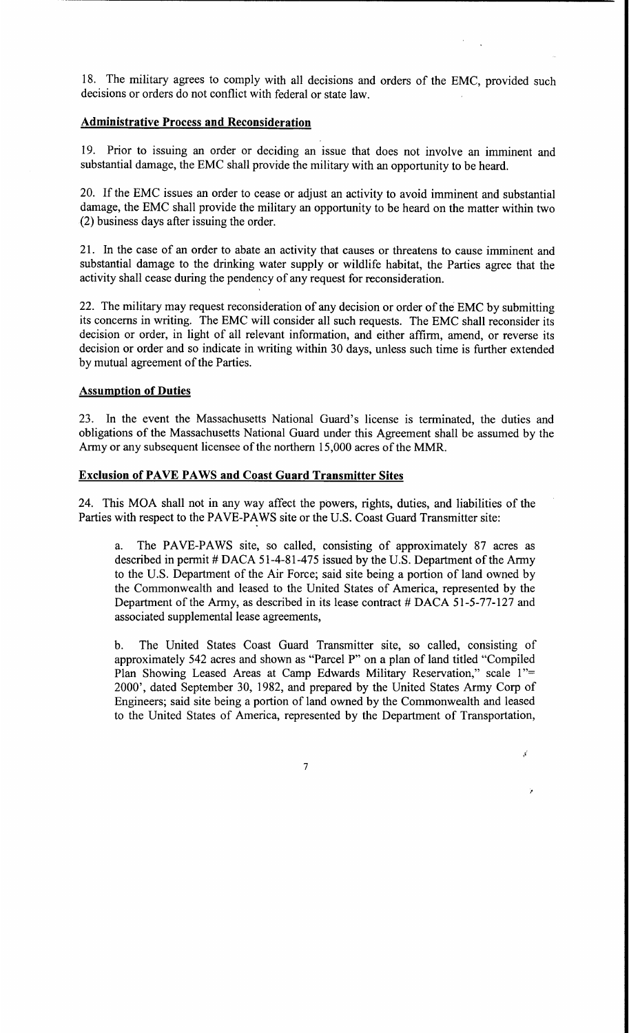18. The military agrees to comply with all decisions and orders of the EMC, provided such decisions or orders do not conflict with federal or state law.

**Administrative Process and Reconsideration**

19. Prior to issuing an order or deciding an issue that does not involve an imminent and substantial damage, the EMC shall provide the military with an opportunity to be heard.

20. If the EMC issues an order to cease or adjust an activity to avoid imminent and substantial damage, the EMC shall provide the military an opportunity to be heard on the matter within two (2) business days after issuing the order.

21. In the case of an order to abate an activity that causes or threatens to cause imminent and substantial damage to the drinking water supply or wildlife habitat, the Parties agree that the activity shall cease during the pendency of any request for reconsideration.

22. The military may request reconsideration of any decision or order of the EMC by submitting its concerns in writing. The EMC will consider all such requests. The EMC shall reconsider its decision or order, in light of all relevant information, and either affirm, amend, or reverse its decision or order and so indicate in writing within 30 days, unless such time is further extended by mutual agreement of the Parties.

**Assumption of Duties**

23. In the event the Massachusetts National Guard's license is terminated, the duties and obligations of the Massachusetts National Guard under this Agreement shall be assumed by the Army or any subsequent licensee of the northern 15,000 acres of the MMR.

**Exclusion of PAVE PAWS and Coast Guard Transmitter Sites**

24. This MOA shall not in any way affect the powers, rights, duties, and liabilities of the Parties with respect to the PAVE-PAWS site or the U.S. Coast Guard Transmitter site:

a. The PAVE-PAWS site, so called, consisting of approximately 87 acres as described in permit # DACA 51-4-81-475 issued by the U.S. Department of the Army to the U.S. Department of the Air Force; said site being a portion of land owned by the Commonwealth and leased to the United States of America, represented by the Department of the Army, as described in its lease contract # DACA 51-5-77-127 and associated supplemental lease agreements,

b. The United States Coast Guard Transmitter site, so called, consisting of approximately 542 acres and shown as "Parcel P" on a plan of land titled "Compiled Plan Showing Leased Areas at Camp Edwards Military Reservation," scale 1"= 2000', dated September 30, 1982, and prepared by the United States Army Corp of Engineers; said site being a portion of land owned by the Commonwealth and leased to the United States of America, represented by the Department of Transportation,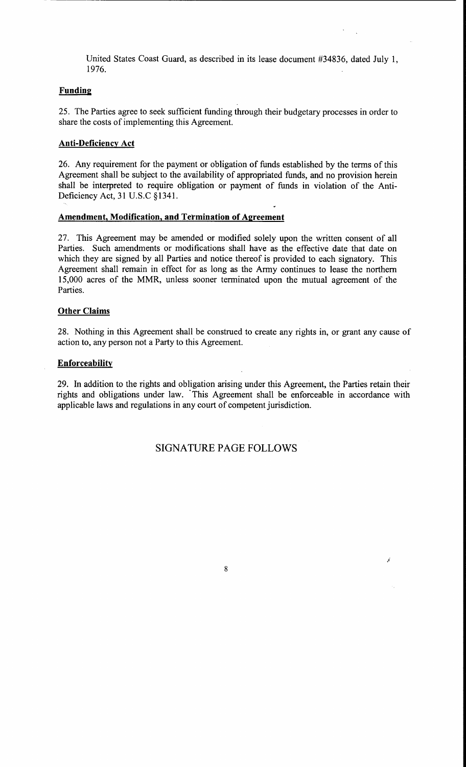United States Coast Guard, as described in its lease document #34836, dated July 1, 1976.

**Funding**

25. The Parties agree to seek sufficient funding through their budgetary processes in order to share the costs of implementing this Agreement.

**Anti-Deficiency Act**

26. Any requirement for the payment or obligation of funds established by the terms of this Agreement shall be subject to the availability of appropriated funds, and no provision herein shall be interpreted to require obligation or payment of funds in violation of the Anti-Deficiency Act, 31 U.S.C §1341.

**Amendment, Modification, and Termination of Agreement**

27. This Agreement may be amended or modified solely upon the written consent of all Parties. Such amendments or modifications shall have as the effective date that date on which they are signed by all Parties and notice thereof is provided to each signatory. This Agreement shall remain in effect for as long as the Army continues to lease the northern 15,000 acres of the MMR, unless sooner terminated upon the mutual agreement of the Parties.

**Other Claims**

28. Nothing in this Agreement shall be construed to create any rights in, or grant any cause of action to, any person not a Party to this Agreement.

**Enforceability**

29. In addition to the rights and obligation arising under this Agreement, the Parties retain their rights and obligations under law. This Agreement shall be enforceable in accordance with applicable laws and regulations in any court of competent jurisdiction.

SIGNATURE PAGE FOLLOWS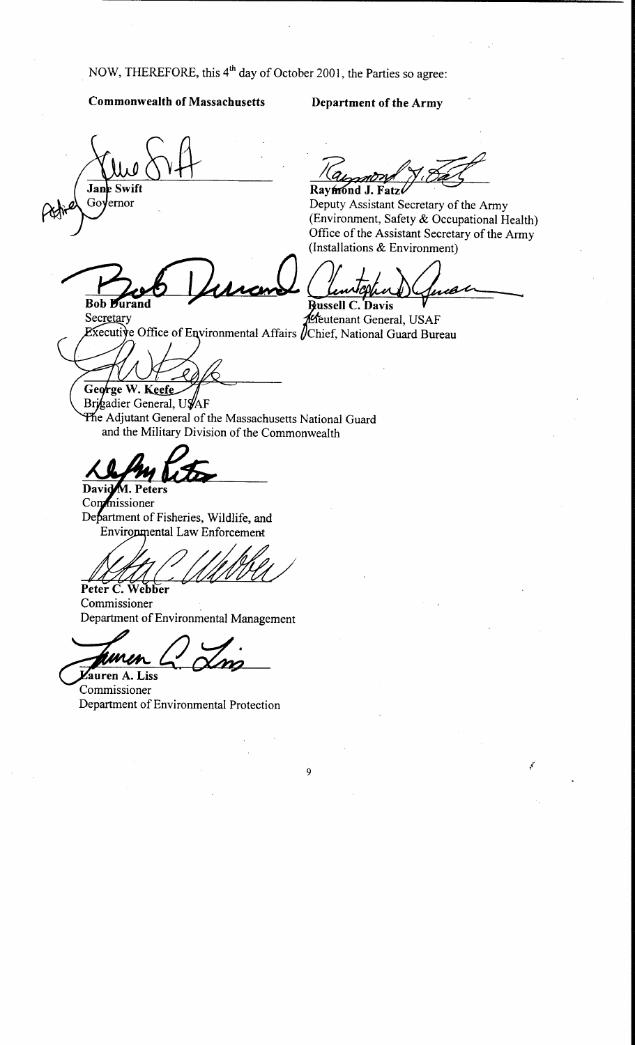NOW, THEREFORE, this 4th day of October 2001, the Parties so agree:

**Commonwealth of Massachusetts**

Jane Swift
Governor

Bob Durand
Secretary
Executive Office of Environmental Affairs

George W. Keefe
Brigadier General, USAF
The Adjutant General of the Massachusetts National Guard and the Military Division of the Commonwealth

David M. Peters
Commissioner
Department of Fisheries, Wildlife, and Environmental Law Enforcement

Peter C. Webber
Commissioner
Department of Environmental Management

Lauren A. Liss
Commissioner
Department of Environmental Protection

**Department of the Army**

Raymond J. Fatz
Deputy Assistant Secretary of the Army (Environment, Safety & Occupational Health)
Office of the Assistant Secretary of the Army (Installations & Environment)

Russell C. Davis
Lieutenant General, USAF
Chief, National Guard Bureau